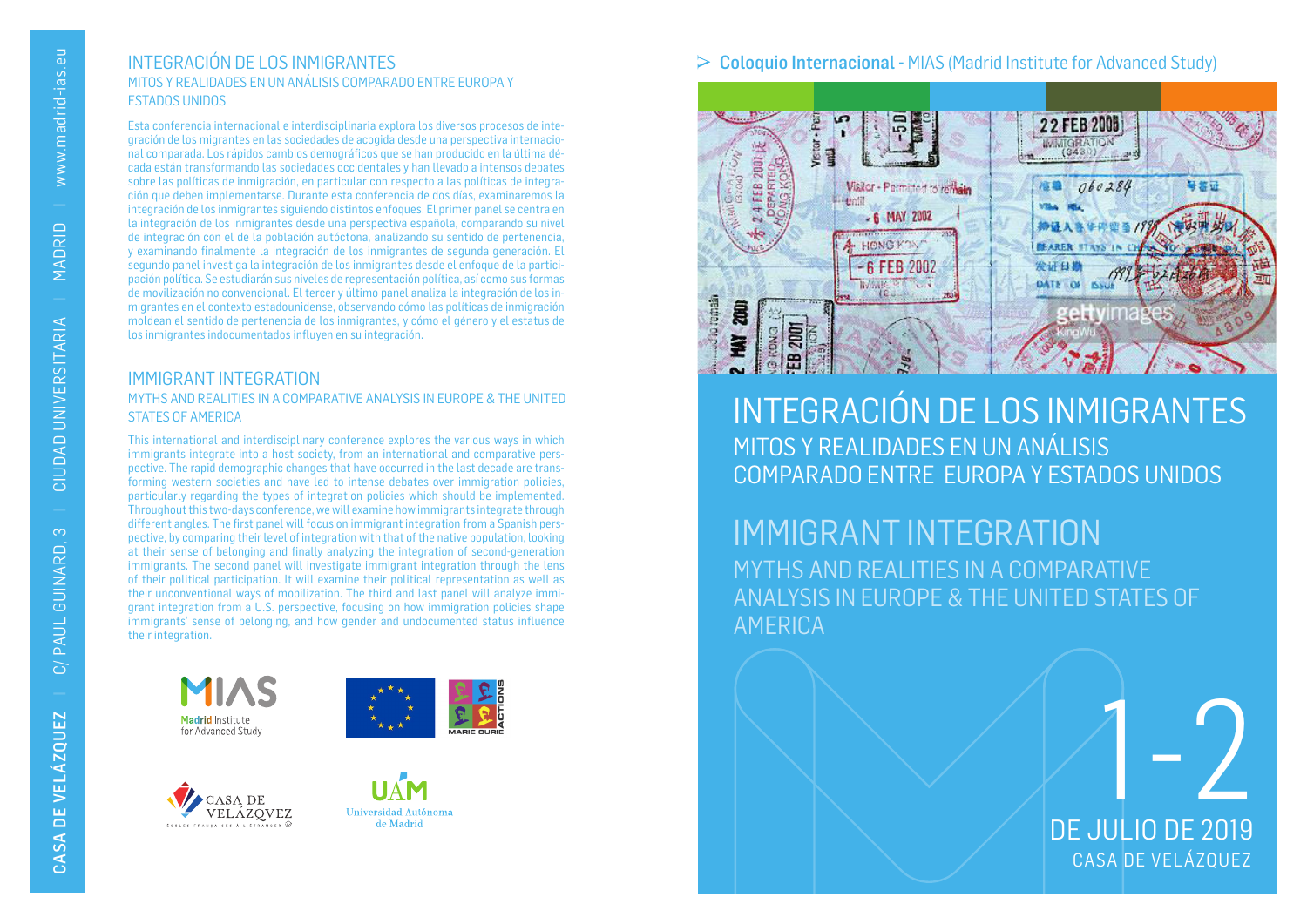CASA DE VELÁZQUEZ | C/ PAUL GUINARD, 3 | CIUDAD UNIVERSITARIA | MADRID | www.madrid-ias.eu

## INTEGRACIÓN DE LOS INMIGRANTES

### MITOS Y REALIDADES EN UN ANÁLISIS COMPARADO ENTRE EUROPA Y ESTADOS UNIDOS

Esta conferencia internacional e interdisciplinaria explora los diversos procesos de integración de los migrantes en las sociedades de acogida desde una perspectiva internacional comparada. Los rápidos cambios demográficos que se han producido en la última década están transformando las sociedades occidentales y han llevado a intensos debates sobre las políticas de inmigración, en particular con respecto a las políticas de integración que deben implementarse. Durante esta conferencia de dos días, examinaremos la integración de los inmigrantes siguiendo distintos enfoques. El primer panel se centra en la integración de los inmigrantes desde una perspectiva española, comparando su nivel de integración con el de la población autóctona, analizando su sentido de pertenencia, y examinando finalmente la integración de los inmigrantes de segunda generación. El segundo panel investiga la integración de los inmigrantes desde el enfoque de la participación política. Se estudiarán sus niveles de representación política, así como sus formas de movilización no convencional. El tercer y último panel analiza la integración de los inmigrantes en el contexto estadounidense, observando cómo las políticas de inmigración moldean el sentido de pertenencia de los inmigrantes, y cómo el género y el estatus de los inmigrantes indocumentados influyen en su integración.

## IMMIGRANT INTEGRATION

### MYTHS AND REALITIES IN A COMPARATIVE ANALYSIS IN EUROPE & THE UNITED STATES OF AMERICA

This international and interdisciplinary conference explores the various ways in which immigrants integrate into a host society, from an international and comparative perspective. The rapid demographic changes that have occurred in the last decade are transforming western societies and have led to intense debates over immigration policies, particularly regarding the types of integration policies which should be implemented. Throughout this two-days conference, we will examine how immigrants integrate through different angles. The first panel will focus on immigrant integration from a Spanish perspective, by comparing their level of integration with that of the native population, looking at their sense of belonging and finally analyzing the integration of second-generation immigrants. The second panel will investigate immigrant integration through the lens of their political participation. It will examine their political representation as well as their unconventional ways of mobilization. The third and last panel will analyze immigrant integration from a U.S. perspective, focusing on how immigration policies shape immigrants' sense of belonging, and how gender and undocumented status influence their integration.

MIAS Madrid Institute for Advanced Study

MARIE CURIE ACTIONS

CASA DE VELÁZQUEZ

UAM Universidad Autónoma de Madrid

> **Coloquio Internacional** - MIAS (Madrid Institute for Advanced Study)

# INTEGRACIÓN DE LOS INMIGRANTES

## MITOS Y REALIDADES EN UN ANÁLISIS COMPARADO ENTRE EUROPA Y ESTADOS UNIDOS

# IMMIGRANT INTEGRATION

## MYTHS AND REALITIES IN A COMPARATIVE ANALYSIS IN EUROPE & THE UNITED STATES OF AMERICA

**1-2 DE JULIO DE 2019**

CASA DE VELÁZQUEZ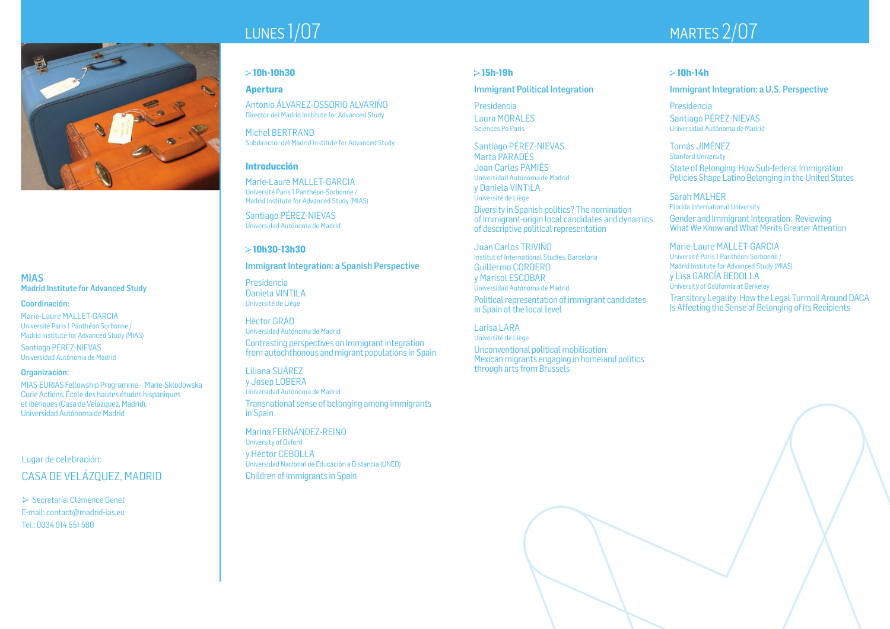## MIAS
**Madrid Institute for Advanced Study**

**Coordinación:**

Marie-Laure MALLET-GARCIA
Université Paris 1 Panthéon Sorbonne /
Madrid Institute for Advanced Study (MIAS)

Santiago PÉREZ-NIEVAS
Universidad Autónoma de Madrid

**Organización:**

MIAS-EURIAS Fellowship Programme – Marie-Sklodowska Curie Actions, École des hautes études hispaniques et ibériques (Casa de Velázquez, Madrid), Universidad Autónoma de Madrid

Lugar de celebración:

CASA DE VELÁZQUEZ, MADRID

Secretaría: Clémence Genet
E-mail: contact@madrid-ias.eu
Tel.: 0034 914 551 580

# LUNES 1/07

### 10h-10h30

**Apertura**

Antonio ÁLVAREZ-OSSORIO ALVARIÑO
Director del Madrid Institute for Advanced Study

Michel BERTRAND
Subdirector del Madrid Institute for Advanced Study

**Introducción**

Marie-Laure MALLET-GARCIA
Université Paris 1 Panthéon-Sorbonne /
Madrid Institute for Advanced Study (MIAS)

Santiago PÉREZ-NIEVAS
Universidad Autónoma de Madrid

### 10h30-13h30

**Immigrant Integration: a Spanish Perspective**

Presidencia
Daniela VINTILA
Université de Liège

Héctor GRAD
Universidad Autónoma de Madrid
Contrasting perspectives on Immigrant integration from autochthonous and migrant populations in Spain

Liliana SUÁREZ
y Josep LOBERA
Universidad Autónoma de Madrid
Transnational sense of belonging among immigrants in Spain

Marina FERNÁNDEZ-REINO
University of Oxford
y Héctor CEBOLLA
Universidad Nacional de Educación a Distancia (UNED)
Children of Immigrants in Spain

### 15h-19h

**Immigrant Political Integration**

Presidencia
Laura MORALES
Sciences Po Paris

Santiago PÉREZ-NIEVAS
Marta PARADÉS
Joan Carles PAMIÉS
Universidad Autónoma de Madrid
y Daniela VINTILA
Université de Liège
Diversity in Spanish politics? The nomination of immigrant-origin local candidates and dynamics of descriptive political representation

Juan Carlos TRIVIÑO
Institut of International Studies, Barcelona
Guillermo CORDERO
y Marisol ESCOBAR
Universidad Autónoma de Madrid
Political representation of immigrant candidates in Spain at the local level

Larisa LARA
Université de Liège
Unconventional political mobilisation: Mexican migrants engaging in homeland politics through arts from Brussels

# MARTES 2/07

### 10h-14h

**Immigrant Integration: a U.S. Perspective**

Presidencia
Santiago PÉREZ-NIEVAS
Universidad Autónoma de Madrid

Tomás JIMÉNEZ
Stanford University
State of Belonging: How Sub-federal Immigration Policies Shape Latino Belonging in the United States

Sarah MALHER
Florida International University
Gender and Immigrant Integration: Reviewing What We Know and What Merits Greater Attention

Marie-Laure MALLET-GARCIA
Université Paris 1 Panthéon-Sorbonne /
Madrid Institute for Advanced Study (MIAS)
y Lisa GARCÍA BEDOLLA
University of California at Berkeley
Transitory Legality: How the Legal Turmoil Around DACA Is Affecting the Sense of Belonging of its Recipients